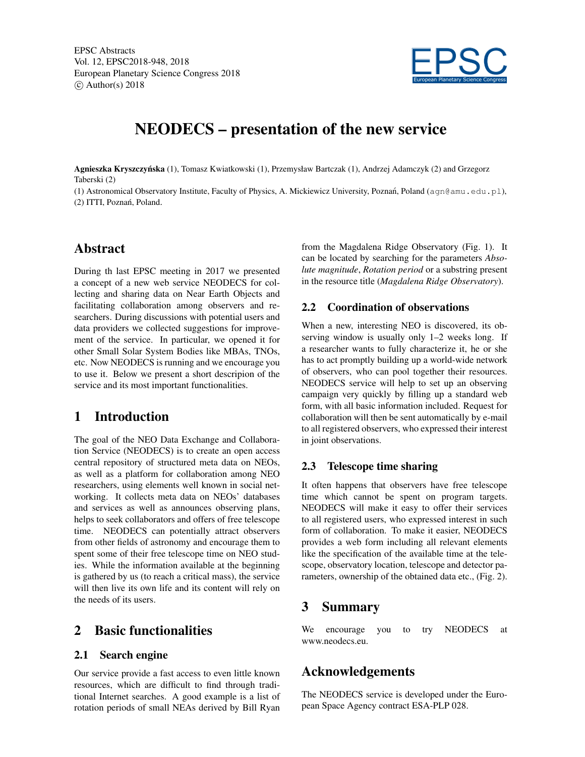# NEODECS – presentation of the new service

**Agnieszka Kryszczyńska** (1), Tomasz Kwiatkowski (1), Przemysław Bartczak (1), Andrzej Adamczyk (2) and Grzegorz Taberski (2)

(1) Astronomical Observatory Institute, Faculty of Physics, A. Mickiewicz University, Poznań, Poland (agn@amu.edu.pl), (2) ITTI, Poznań, Poland.

## Abstract

During th last EPSC meeting in 2017 we presented a concept of a new web service NEODECS for collecting and sharing data on Near Earth Objects and facilitating collaboration among observers and researchers. During discussions with potential users and data providers we collected suggestions for improvement of the service. In particular, we opened it for other Small Solar System Bodies like MBAs, TNOs, etc. Now NEODECS is running and we encourage you to use it. Below we present a short descripion of the service and its most important functionalities.

## 1 Introduction

The goal of the NEO Data Exchange and Collaboration Service (NEODECS) is to create an open access central repository of structured meta data on NEOs, as well as a platform for collaboration among NEO researchers, using elements well known in social networking. It collects meta data on NEOs' databases and services as well as announces observing plans, helps to seek collaborators and offers of free telescope time. NEODECS can potentially attract observers from other fields of astronomy and encourage them to spent some of their free telescope time on NEO studies. While the information available at the beginning is gathered by us (to reach a critical mass), the service will then live its own life and its content will rely on the needs of its users.

## 2 Basic functionalities

### 2.1 Search engine

Our service provide a fast access to even little known resources, which are difficult to find through traditional Internet searches. A good example is a list of rotation periods of small NEAs derived by Bill Ryan from the Magdalena Ridge Observatory (Fig. 1). It can be located by searching for the parameters *Absolute magnitude*, *Rotation period* or a substring present in the resource title (*Magdalena Ridge Observatory*).

### 2.2 Coordination of observations

When a new, interesting NEO is discovered, its observing window is usually only 1–2 weeks long. If a researcher wants to fully characterize it, he or she has to act promptly building up a world-wide network of observers, who can pool together their resources. NEODECS service will help to set up an observing campaign very quickly by filling up a standard web form, with all basic information included. Request for collaboration will then be sent automatically by e-mail to all registered observers, who expressed their interest in joint observations.

### 2.3 Telescope time sharing

It often happens that observers have free telescope time which cannot be spent on program targets. NEODECS will make it easy to offer their services to all registered users, who expressed interest in such form of collaboration. To make it easier, NEODECS provides a web form including all relevant elements like the specification of the available time at the telescope, observatory location, telescope and detector parameters, ownership of the obtained data etc., (Fig. 2).

## 3 Summary

We encourage you to try NEODECS at www.neodecs.eu.

## Acknowledgements

The NEODECS service is developed under the European Space Agency contract ESA-PLP 028.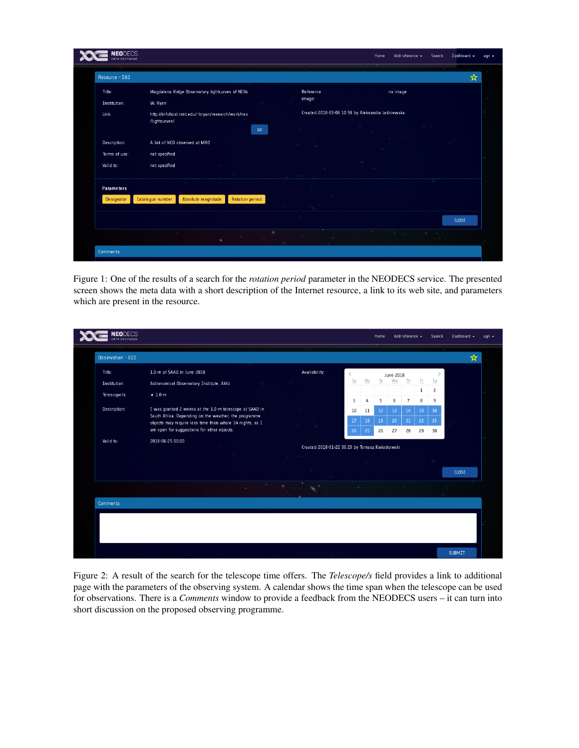Figure 1: One of the results of a search for the *rotation period* parameter in the NEODECS service. The presented screen shows the meta data with a short description of the Internet resource, a link to its web site, and parameters which are present in the resource.

Figure 2: A result of the search for the telescope time offers. The *Telescope/s* field provides a link to additional page with the parameters of the observing system. A calendar shows the time span when the telescope can be used for observations. There is a *Comments* window to provide a feedback from the NEODECS users – it can turn into short discussion on the proposed observing programme.